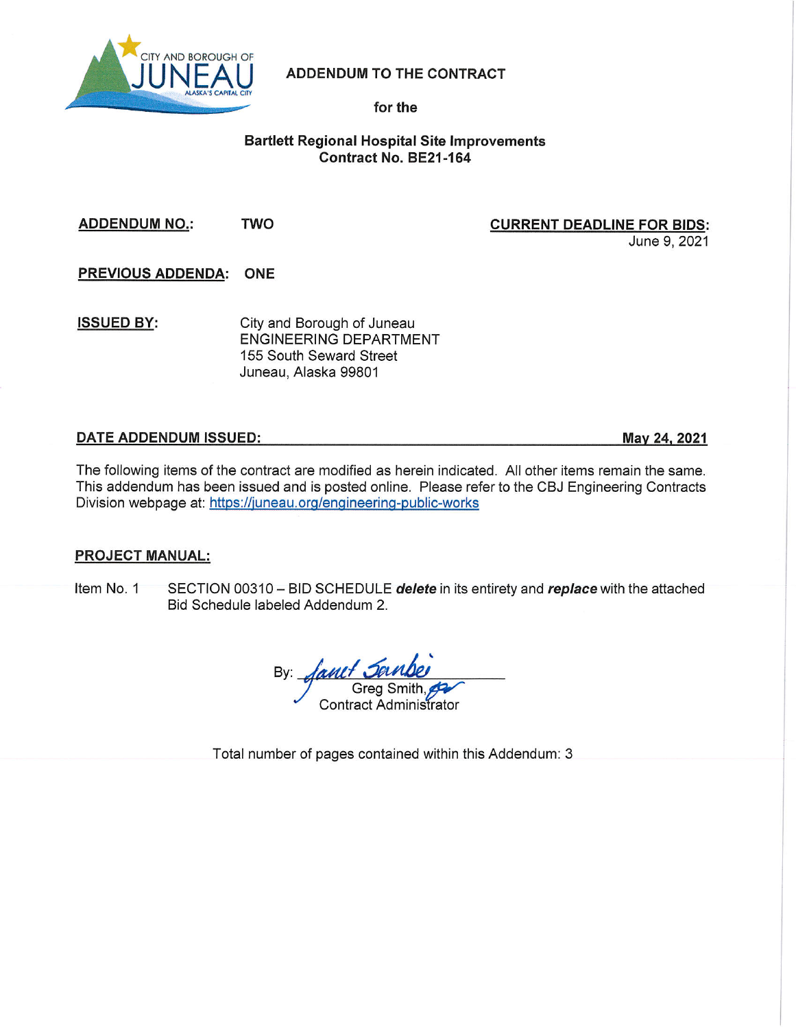CITY AND BOROUGH OF JUNEAU
ALASKA'S CAPITAL CITY

# ADDENDUM TO THE CONTRACT

for the

## Bartlett Regional Hospital Site Improvements
## Contract No. BE21-164

**ADDENDUM NO.:** TWO

**CURRENT DEADLINE FOR BIDS:** June 9, 2021

**PREVIOUS ADDENDA:** ONE

**ISSUED BY:**
City and Borough of Juneau
ENGINEERING DEPARTMENT
155 South Seward Street
Juneau, Alaska 99801

**DATE ADDENDUM ISSUED:** **May 24, 2021**

The following items of the contract are modified as herein indicated. All other items remain the same. This addendum has been issued and is posted online. Please refer to the CBJ Engineering Contracts Division webpage at: https://juneau.org/engineering-public-works

**PROJECT MANUAL:**

Item No. 1 SECTION 00310 – BID SCHEDULE ***delete*** in its entirety and ***replace*** with the attached Bid Schedule labeled Addendum 2.

By: Janet Sanbei
Greg Smith,
Contract Administrator

Total number of pages contained within this Addendum: 3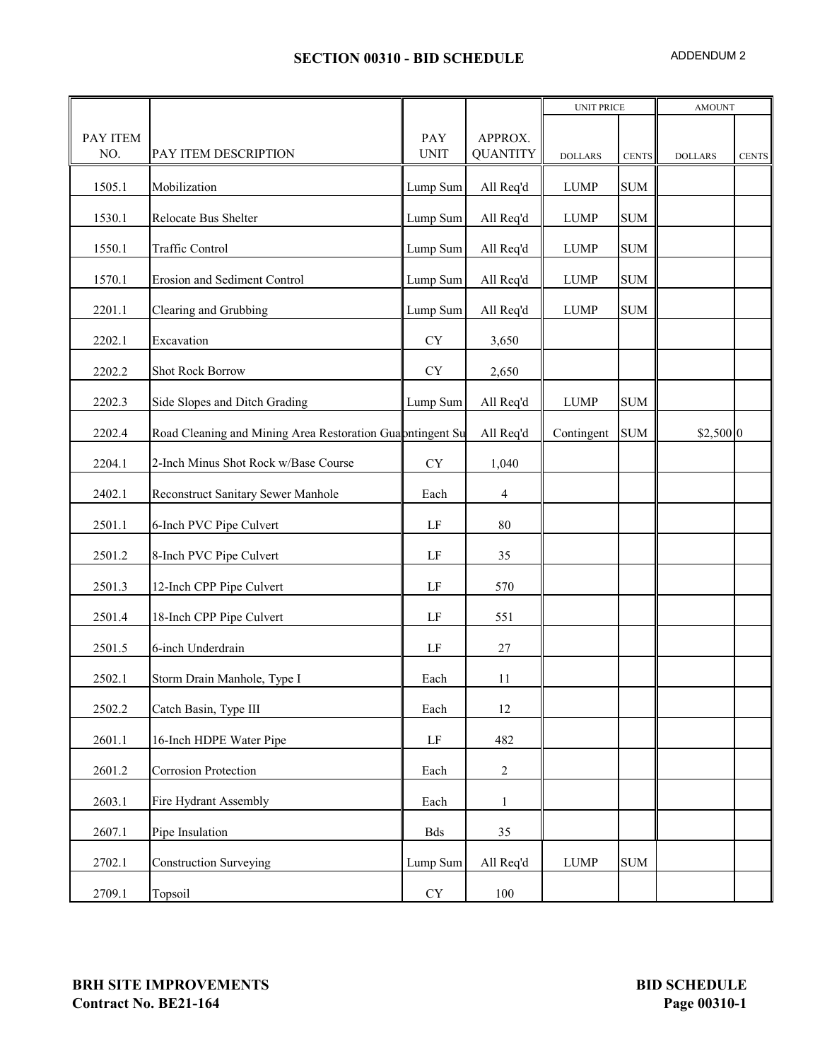## SECTION 00310 - BID SCHEDULE

ADDENDUM 2

| | | | | UNIT PRICE | | AMOUNT | |
|---|---|---|---|---|---|---|---|
| PAY ITEM NO. | PAY ITEM DESCRIPTION | PAY UNIT | APPROX. QUANTITY | DOLLARS | CENTS | DOLLARS | CENTS |
| 1505.1 | Mobilization | Lump Sum | All Req'd | LUMP | SUM | | |
| 1530.1 | Relocate Bus Shelter | Lump Sum | All Req'd | LUMP | SUM | | |
| 1550.1 | Traffic Control | Lump Sum | All Req'd | LUMP | SUM | | |
| 1570.1 | Erosion and Sediment Control | Lump Sum | All Req'd | LUMP | SUM | | |
| 2201.1 | Clearing and Grubbing | Lump Sum | All Req'd | LUMP | SUM | | |
| 2202.1 | Excavation | CY | 3,650 | | | | |
| 2202.2 | Shot Rock Borrow | CY | 2,650 | | | | |
| 2202.3 | Side Slopes and Ditch Grading | Lump Sum | All Req'd | LUMP | SUM | | |
| 2202.4 | Road Cleaning and Mining Area Restoration Gua | ontingent Su | All Req'd | Contingent | SUM | $2,500 | 0 |
| 2204.1 | 2-Inch Minus Shot Rock w/Base Course | CY | 1,040 | | | | |
| 2402.1 | Reconstruct Sanitary Sewer Manhole | Each | 4 | | | | |
| 2501.1 | 6-Inch PVC Pipe Culvert | LF | 80 | | | | |
| 2501.2 | 8-Inch PVC Pipe Culvert | LF | 35 | | | | |
| 2501.3 | 12-Inch CPP Pipe Culvert | LF | 570 | | | | |
| 2501.4 | 18-Inch CPP Pipe Culvert | LF | 551 | | | | |
| 2501.5 | 6-inch Underdrain | LF | 27 | | | | |
| 2502.1 | Storm Drain Manhole, Type I | Each | 11 | | | | |
| 2502.2 | Catch Basin, Type III | Each | 12 | | | | |
| 2601.1 | 16-Inch HDPE Water Pipe | LF | 482 | | | | |
| 2601.2 | Corrosion Protection | Each | 2 | | | | |
| 2603.1 | Fire Hydrant Assembly | Each | 1 | | | | |
| 2607.1 | Pipe Insulation | Bds | 35 | | | | |
| 2702.1 | Construction Surveying | Lump Sum | All Req'd | LUMP | SUM | | |
| 2709.1 | Topsoil | CY | 100 | | | | |

**BRH SITE IMPROVEMENTS**
**Contract No. BE21-164**

**BID SCHEDULE**
**Page 00310-1**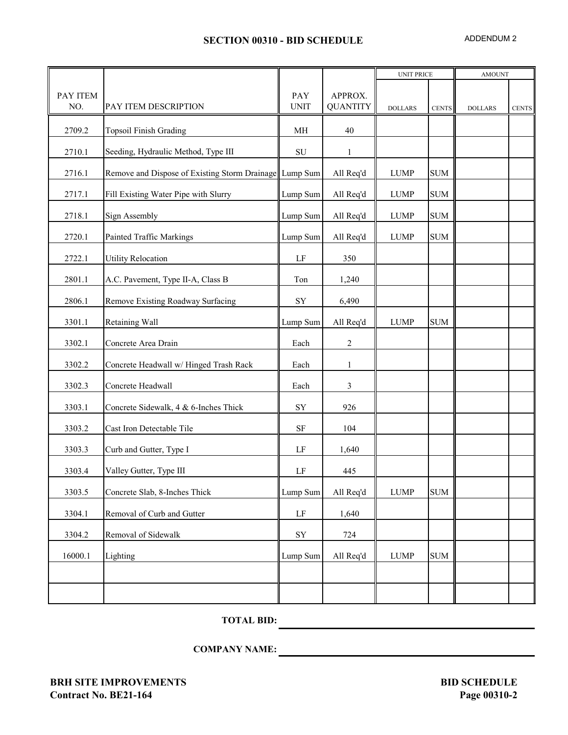## SECTION 00310 - BID SCHEDULE

ADDENDUM 2

| PAY ITEM NO. | PAY ITEM DESCRIPTION | PAY UNIT | APPROX. QUANTITY | UNIT PRICE | | AMOUNT | |
|---|---|---|---|---|---|---|---|
| | | | | DOLLARS | CENTS | DOLLARS | CENTS |
| 2709.2 | Topsoil Finish Grading | MH | 40 | | | | |
| 2710.1 | Seeding, Hydraulic Method, Type III | SU | 1 | | | | |
| 2716.1 | Remove and Dispose of Existing Storm Drainage | Lump Sum | All Req'd | LUMP | SUM | | |
| 2717.1 | Fill Existing Water Pipe with Slurry | Lump Sum | All Req'd | LUMP | SUM | | |
| 2718.1 | Sign Assembly | Lump Sum | All Req'd | LUMP | SUM | | |
| 2720.1 | Painted Traffic Markings | Lump Sum | All Req'd | LUMP | SUM | | |
| 2722.1 | Utility Relocation | LF | 350 | | | | |
| 2801.1 | A.C. Pavement, Type II-A, Class B | Ton | 1,240 | | | | |
| 2806.1 | Remove Existing Roadway Surfacing | SY | 6,490 | | | | |
| 3301.1 | Retaining Wall | Lump Sum | All Req'd | LUMP | SUM | | |
| 3302.1 | Concrete Area Drain | Each | 2 | | | | |
| 3302.2 | Concrete Headwall w/ Hinged Trash Rack | Each | 1 | | | | |
| 3302.3 | Concrete Headwall | Each | 3 | | | | |
| 3303.1 | Concrete Sidewalk, 4 & 6-Inches Thick | SY | 926 | | | | |
| 3303.2 | Cast Iron Detectable Tile | SF | 104 | | | | |
| 3303.3 | Curb and Gutter, Type I | LF | 1,640 | | | | |
| 3303.4 | Valley Gutter, Type III | LF | 445 | | | | |
| 3303.5 | Concrete Slab, 8-Inches Thick | Lump Sum | All Req'd | LUMP | SUM | | |
| 3304.1 | Removal of Curb and Gutter | LF | 1,640 | | | | |
| 3304.2 | Removal of Sidewalk | SY | 724 | | | | |
| 16000.1 | Lighting | Lump Sum | All Req'd | LUMP | SUM | | |
| | | | | | | | |
| | | | | | | | |

**TOTAL BID:** ______________________________

**COMPANY NAME:** ______________________________

**BRH SITE IMPROVEMENTS**
**Contract No. BE21-164**

**BID SCHEDULE**